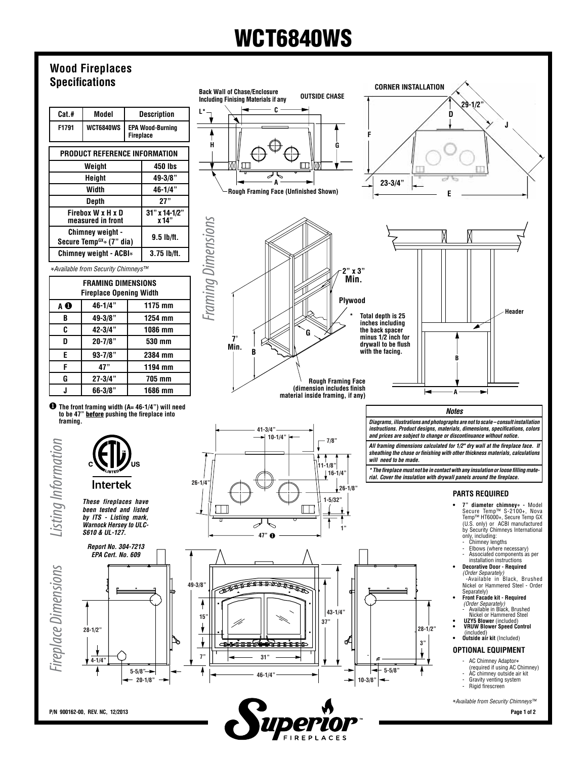# WCT6840WS

## Wood Fireplaces Specifications

| Cat.# | Model | Description |
|---|---|---|
| F1791 | WCT6840WS | EPA Wood-Burning Fireplace |

| PRODUCT REFERENCE INFORMATION | |
|---|---|
| Weight | 450 lbs |
| Height | 49-3/8" |
| Width | 46-1/4" |
| Depth | 27" |
| Firebox W x H x D measured in front | 31" x 14-1/2" x 14" |
| Chimney weight - Secure Temp$^{GX}$* (7" dia) | 9.5 lb/ft. |
| Chimney weight - ACBI* | 3.75 lb/ft. |

*Available from Security Chimneys™*

| FRAMING DIMENSIONS Fireplace Opening Width | | |
|---|---|---|
| A ❶ | 46-1/4" | 1175 mm |
| B | 49-3/8" | 1254 mm |
| C | 42-3/4" | 1086 mm |
| D | 20-7/8" | 530 mm |
| E | 93-7/8" | 2384 mm |
| F | 47" | 1194 mm |
| G | 27-3/4" | 705 mm |
| J | 66-3/8" | 1686 mm |

❶ The front framing width (A= 46-1/4") will need to be 47" **before** pushing the fireplace into framing.

## Framing Dimensions

Back Wall of Chase/Enclosure Including Finising Materials if any

OUTSIDE CHASE

Rough Framing Face (Unfinished Shown)

CORNER INSTALLATION

2" x 3" Min.

Plywood

\* Total depth is 25 inches including the back spacer minus 1/2 inch for drywall to be flush with the facing.

7' Min.

Rough Framing Face (dimension includes finish material inside framing, if any)

Header

## Listing Information

*These fireplaces have been tested and listed by ITS - Listing mark, Warnock Hersey to ULC-S610 & UL-127.*

*Report No. 304-7213*
*EPA Cert. No. 609*

## Fireplace Dimensions

### Notes

*Diagrams, illustrations and photographs are not to scale – consult installation instructions. Product designs, materials, dimensions, specifications, colors and prices are subject to change or discontinuance without notice.*

*All framing dimensions calculated for 1/2" dry wall at the fireplace face. If sheathing the chase or finishing with other thickness materials, calculations will need to be made.*

*\* The fireplace must not be in contact with any insulation or loose filling material. Cover the insulation with drywall panels around the fireplace.*

### PARTS REQUIRED

- **7" diameter chimney*** - Model Secure Temp™ S-2100+, Nova Temp™ HT6000+, Secure Temp GX (U.S. only) or ACBI manufactured by Security Chimneys International only, including:
  - Chimney lengths
  - Elbows (where necessary)
  - Associated components as per installation instructions
- **Decorative Door - Required** *(Order Separately)* -Available in Black, Brushed Nickel or Hammered Steel - Order Separately)
- **Front Facade kit - Required** *(Order Separately)*
  - Available in Black, Brushed Nickel or Hammered Steel
- **UZY5 Blower** (included)
- **VRUW Blower Speed Control** (included)
- **Outside air kit** (Included)

### OPTIONAL EQUIPMENT

- AC Chimney Adaptor* (required if using AC Chimney)
- AC chimney outside air kit
- Gravity venting system
- Rigid firescreen

*\*Available from Security Chimneys™*

P/N 900162-00, REV. NC, 12/2013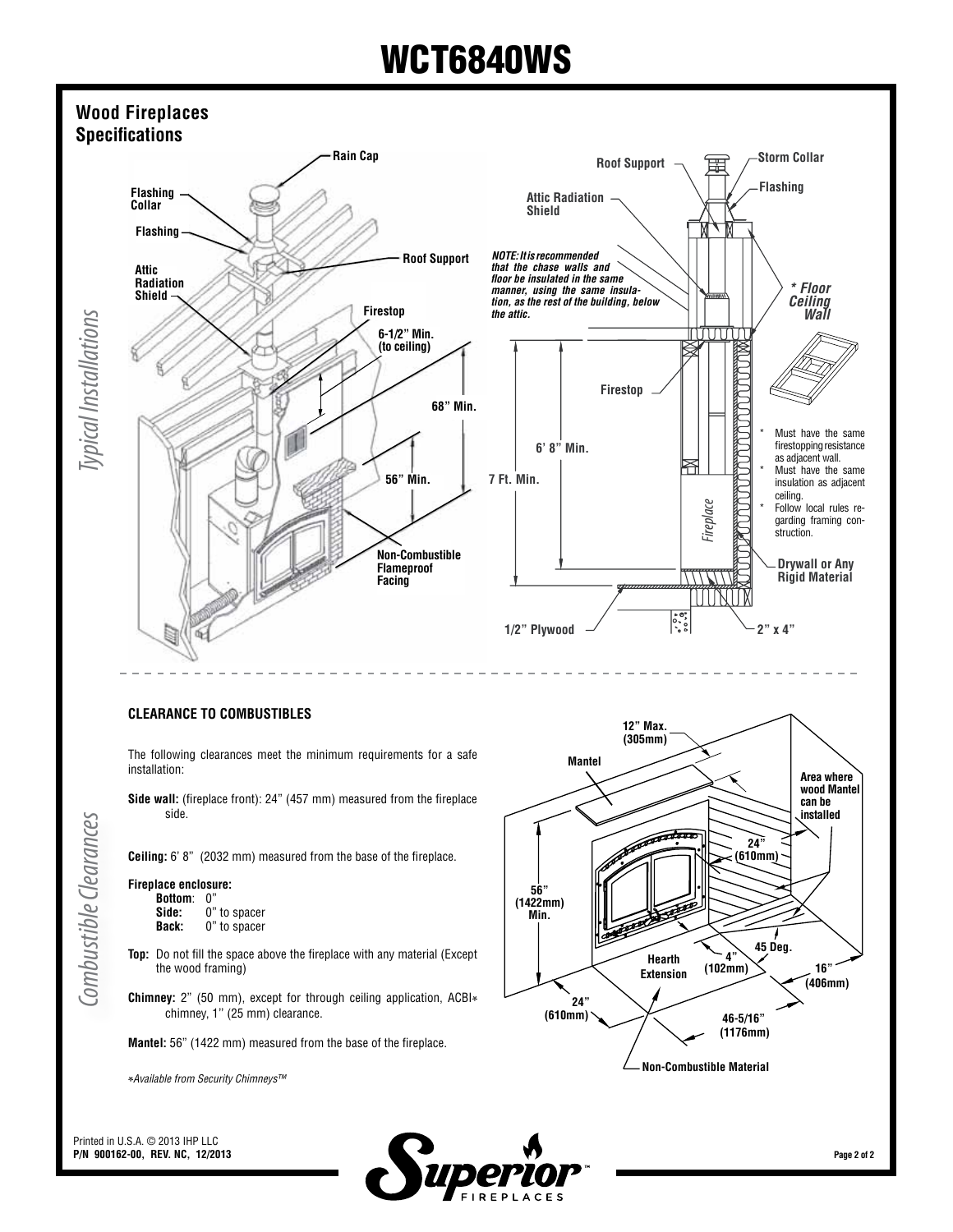# WCT6840WS

## Wood Fireplaces Specifications

*Typical Installations*

Rain Cap

Flashing Collar

Flashing

Roof Support

Attic Radiation Shield

Firestop

6-1/2" Min. (to ceiling)

68" Min.

56" Min.

Non-Combustible Flameproof Facing

Roof Support

Storm Collar

Flashing

Attic Radiation Shield

*NOTE: It is recommended that the chase walls and floor be insulated in the same manner, using the same insulation, as the rest of the building, below the attic.*

*\* Floor Ceiling Wall*

Firestop

6' 8" Min.

7 Ft. Min.

*Fireplace*

- \* Must have the same firestopping resistance as adjacent wall.
- \* Must have the same insulation as adjacent ceiling.
- \* Follow local rules regarding framing construction.

Drywall or Any Rigid Material

1/2" Plywood

2" x 4"

*Combustible Clearances*

### CLEARANCE TO COMBUSTIBLES

The following clearances meet the minimum requirements for a safe installation:

**Side wall:** (fireplace front): 24" (457 mm) measured from the fireplace side.

**Ceiling:** 6' 8" (2032 mm) measured from the base of the fireplace.

**Fireplace enclosure:**
- **Bottom**: 0"
- **Side:** 0" to spacer
- **Back:** 0" to spacer

**Top:** Do not fill the space above the fireplace with any material (Except the wood framing)

**Chimney:** 2" (50 mm), except for through ceiling application, ACBI* chimney, 1" (25 mm) clearance.

**Mantel:** 56" (1422 mm) measured from the base of the fireplace.

**Available from Security Chimneys™*

12" Max. (305mm)

Mantel

Area where wood Mantel can be installed

24" (610mm)

56" (1422mm) Min.

45 Deg.

Hearth Extension

4" (102mm)

16" (406mm)

24" (610mm)

46-5/16" (1176mm)

Non-Combustible Material

Printed in U.S.A. © 2013 IHP LLC
**P/N 900162-00, REV. NC, 12/2013**